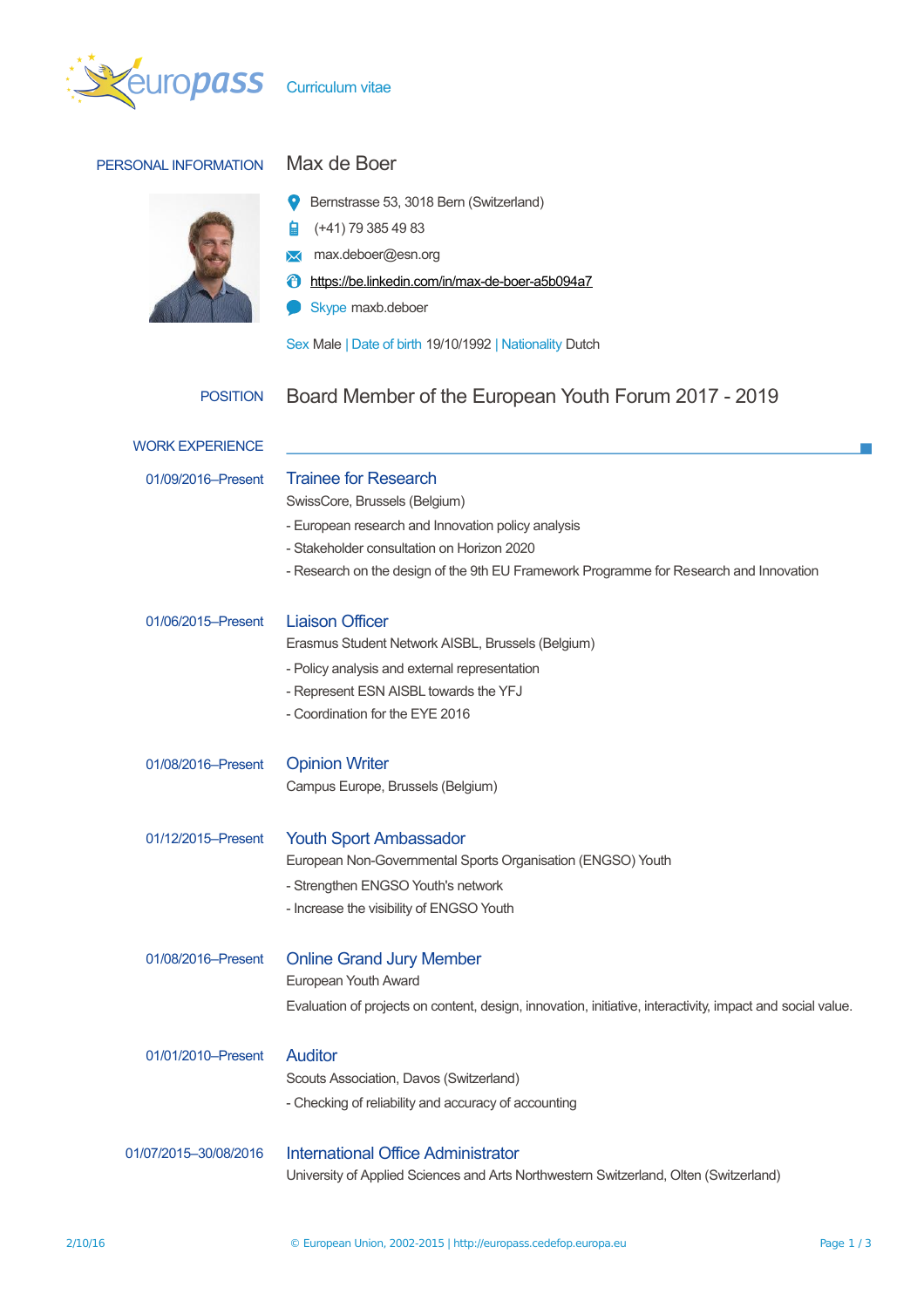Curriculum vitae

## PERSONAL INFORMATION

# Max de Boer

Bernstrasse 53, 3018 Bern (Switzerland)

(+41) 79 385 49 83

max.deboer@esn.org

https://be.linkedin.com/in/max-de-boer-a5b094a7

Skype maxb.deboer

Sex Male | Date of birth 19/10/1992 | Nationality Dutch

## POSITION

Board Member of the European Youth Forum 2017 - 2019

## WORK EXPERIENCE

**01/09/2016–Present**

### Trainee for Research

SwissCore, Brussels (Belgium)

- European research and Innovation policy analysis
- Stakeholder consultation on Horizon 2020
- Research on the design of the 9th EU Framework Programme for Research and Innovation

**01/06/2015–Present**

### Liaison Officer

Erasmus Student Network AISBL, Brussels (Belgium)

- Policy analysis and external representation
- Represent ESN AISBL towards the YFJ
- Coordination for the EYE 2016

**01/08/2016–Present**

### Opinion Writer

Campus Europe, Brussels (Belgium)

**01/12/2015–Present**

### Youth Sport Ambassador

European Non-Governmental Sports Organisation (ENGSO) Youth

- Strengthen ENGSO Youth's network
- Increase the visibility of ENGSO Youth

**01/08/2016–Present**

### Online Grand Jury Member

European Youth Award

Evaluation of projects on content, design, innovation, initiative, interactivity, impact and social value.

**01/01/2010–Present**

### Auditor

Scouts Association, Davos (Switzerland)

- Checking of reliability and accuracy of accounting

**01/07/2015–30/08/2016**

### International Office Administrator

University of Applied Sciences and Arts Northwestern Switzerland, Olten (Switzerland)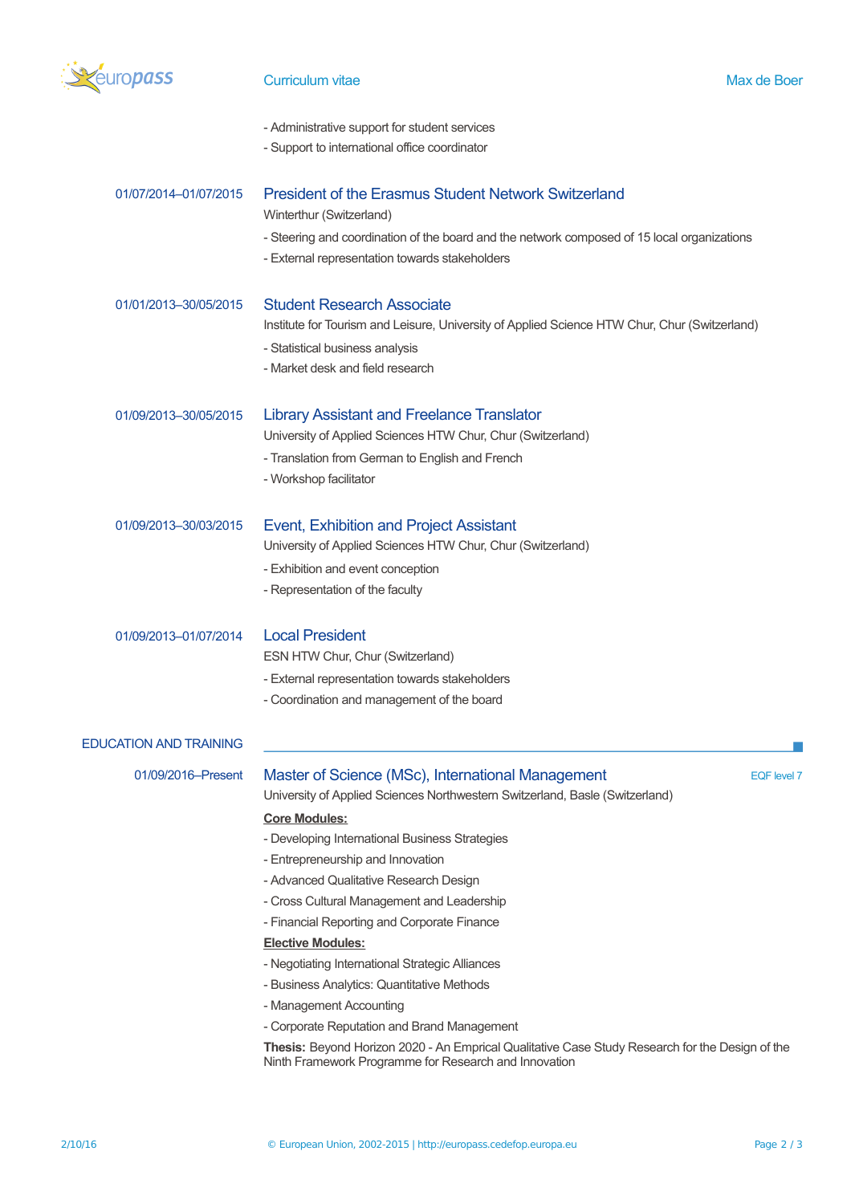- Administrative support for student services
- Support to international office coordinator

01/07/2014–01/07/2015

### President of the Erasmus Student Network Switzerland

Winterthur (Switzerland)

- Steering and coordination of the board and the network composed of 15 local organizations
- External representation towards stakeholders

01/01/2013–30/05/2015

### Student Research Associate

Institute for Tourism and Leisure, University of Applied Science HTW Chur, Chur (Switzerland)

- Statistical business analysis
- Market desk and field research

01/09/2013–30/05/2015

### Library Assistant and Freelance Translator

University of Applied Sciences HTW Chur, Chur (Switzerland)

- Translation from German to English and French
- Workshop facilitator

01/09/2013–30/03/2015

### Event, Exhibition and Project Assistant

University of Applied Sciences HTW Chur, Chur (Switzerland)

- Exhibition and event conception
- Representation of the faculty

01/09/2013–01/07/2014

### Local President

ESN HTW Chur, Chur (Switzerland)

- External representation towards stakeholders
- Coordination and management of the board

## EDUCATION AND TRAINING

01/09/2016–Present

### Master of Science (MSc), International Management

EQF level 7

University of Applied Sciences Northwestern Switzerland, Basle (Switzerland)

**Core Modules:**

- Developing International Business Strategies
- Entrepreneurship and Innovation
- Advanced Qualitative Research Design
- Cross Cultural Management and Leadership
- Financial Reporting and Corporate Finance

**Elective Modules:**

- Negotiating International Strategic Alliances
- Business Analytics: Quantitative Methods
- Management Accounting
- Corporate Reputation and Brand Management

**Thesis:** Beyond Horizon 2020 - An Emprical Qualitative Case Study Research for the Design of the Ninth Framework Programme for Research and Innovation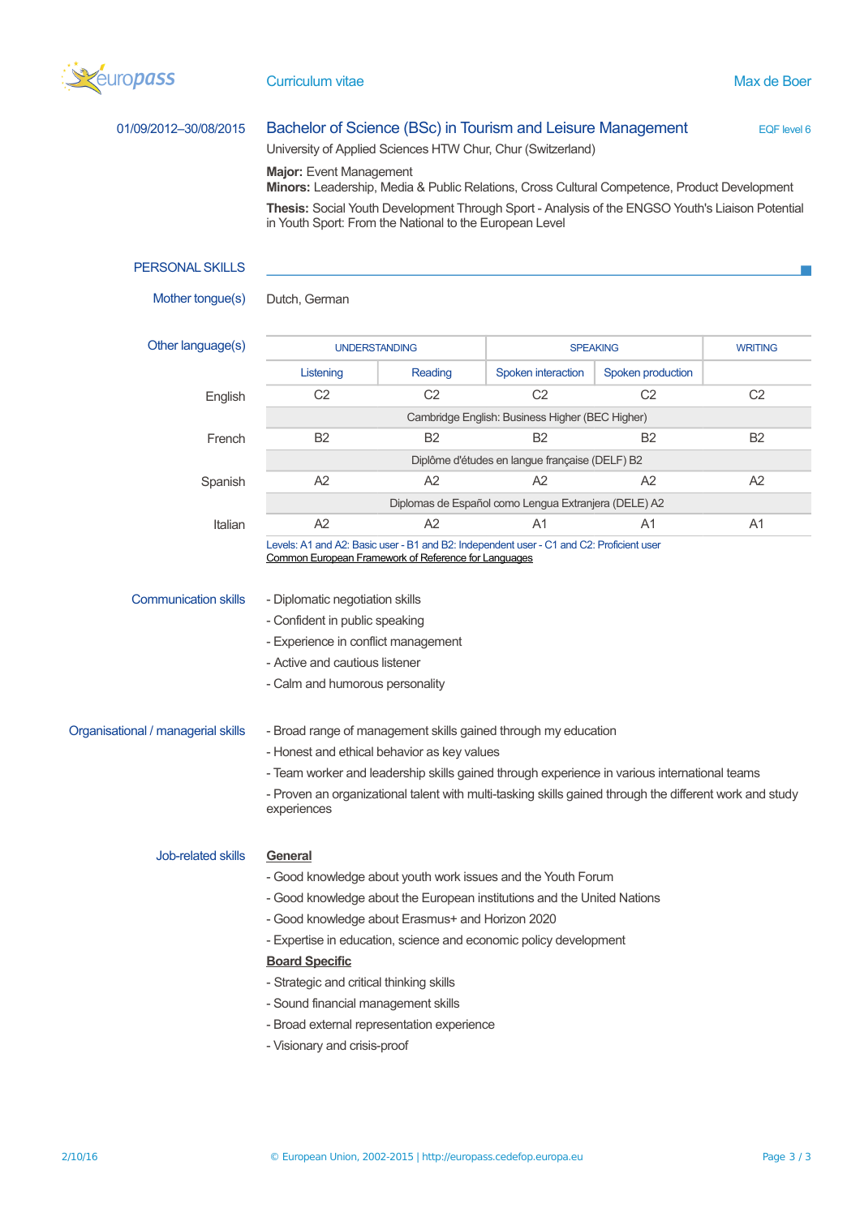01/09/2012–30/08/2015

### Bachelor of Science (BSc) in Tourism and Leisure Management

EQF level 6

University of Applied Sciences HTW Chur, Chur (Switzerland)

**Major:** Event Management
**Minors:** Leadership, Media & Public Relations, Cross Cultural Competence, Product Development

**Thesis:** Social Youth Development Through Sport - Analysis of the ENGSO Youth's Liaison Potential in Youth Sport: From the National to the European Level

## PERSONAL SKILLS

**Mother tongue(s)**

Dutch, German

**Other language(s)**

| | UNDERSTANDING | | SPEAKING | | WRITING |
|---|---|---|---|---|---|
| | Listening | Reading | Spoken interaction | Spoken production | |
| English | C2 | C2 | C2 | C2 | C2 |
| | Cambridge English: Business Higher (BEC Higher) | | | | |
| French | B2 | B2 | B2 | B2 | B2 |
| | Diplôme d'études en langue française (DELF) B2 | | | | |
| Spanish | A2 | A2 | A2 | A2 | A2 |
| | Diplomas de Español como Lengua Extranjera (DELE) A2 | | | | |
| Italian | A2 | A2 | A1 | A1 | A1 |

Levels: A1 and A2: Basic user - B1 and B2: Independent user - C1 and C2: Proficient user
Common European Framework of Reference for Languages

**Communication skills**

- Diplomatic negotiation skills
- Confident in public speaking
- Experience in conflict management
- Active and cautious listener
- Calm and humorous personality

**Organisational / managerial skills**

- Broad range of management skills gained through my education
- Honest and ethical behavior as key values
- Team worker and leadership skills gained through experience in various international teams
- Proven an organizational talent with multi-tasking skills gained through the different work and study experiences

**Job-related skills**

**General**

- Good knowledge about youth work issues and the Youth Forum
- Good knowledge about the European institutions and the United Nations
- Good knowledge about Erasmus+ and Horizon 2020
- Expertise in education, science and economic policy development

**Board Specific**

- Strategic and critical thinking skills
- Sound financial management skills
- Broad external representation experience
- Visionary and crisis-proof